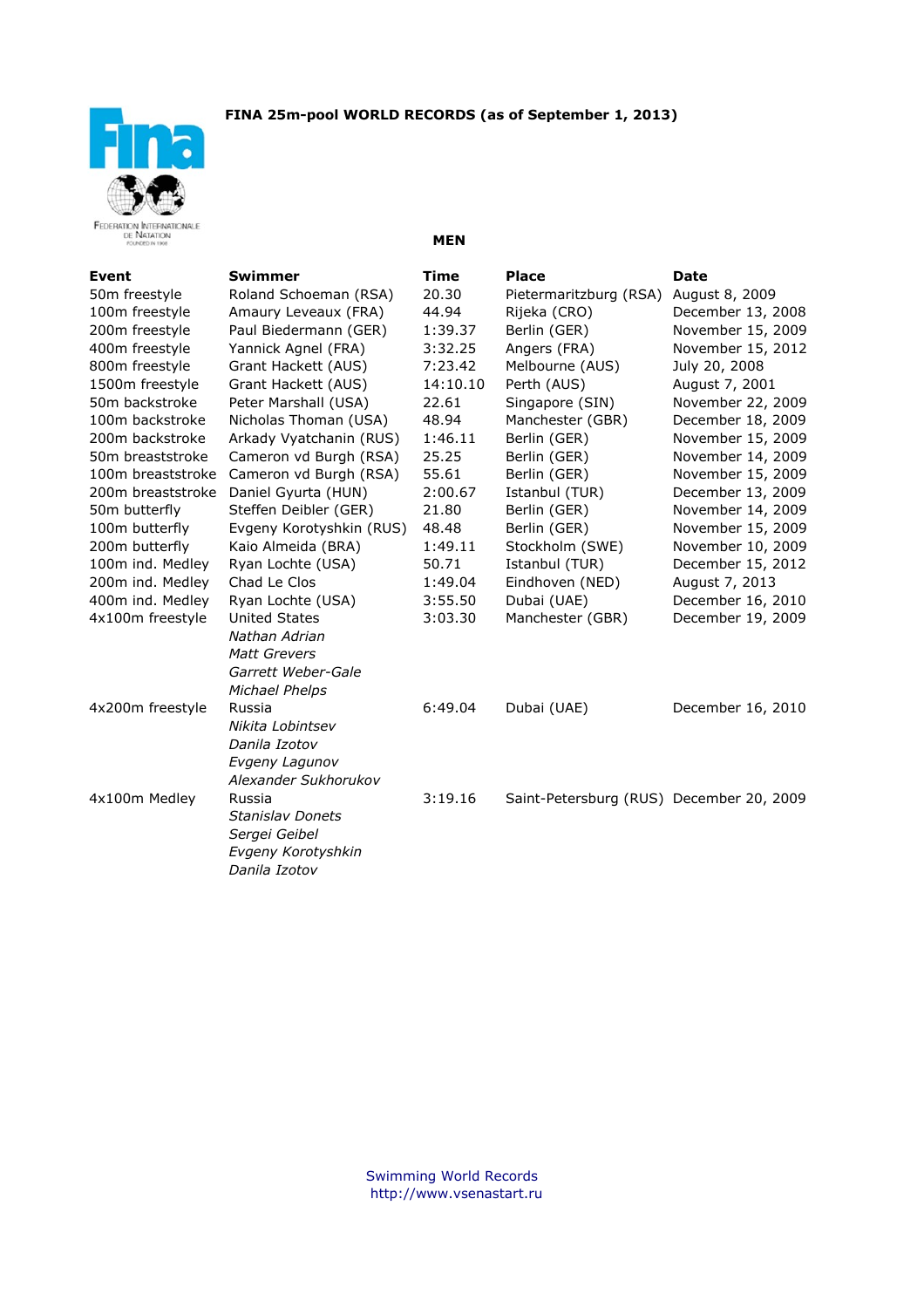# FINA 25m-pool WORLD RECORDS (as of September 1, 2013)

## MEN

| Event | Swimmer | Time | Place | Date |
|---|---|---|---|---|
| 50m freestyle | Roland Schoeman (RSA) | 20.30 | Pietermaritzburg (RSA) | August 8, 2009 |
| 100m freestyle | Amaury Leveaux (FRA) | 44.94 | Rijeka (CRO) | December 13, 2008 |
| 200m freestyle | Paul Biedermann (GER) | 1:39.37 | Berlin (GER) | November 15, 2009 |
| 400m freestyle | Yannick Agnel (FRA) | 3:32.25 | Angers (FRA) | November 15, 2012 |
| 800m freestyle | Grant Hackett (AUS) | 7:23.42 | Melbourne (AUS) | July 20, 2008 |
| 1500m freestyle | Grant Hackett (AUS) | 14:10.10 | Perth (AUS) | August 7, 2001 |
| 50m backstroke | Peter Marshall (USA) | 22.61 | Singapore (SIN) | November 22, 2009 |
| 100m backstroke | Nicholas Thoman (USA) | 48.94 | Manchester (GBR) | December 18, 2009 |
| 200m backstroke | Arkady Vyatchanin (RUS) | 1:46.11 | Berlin (GER) | November 15, 2009 |
| 50m breaststroke | Cameron vd Burgh (RSA) | 25.25 | Berlin (GER) | November 14, 2009 |
| 100m breaststroke | Cameron vd Burgh (RSA) | 55.61 | Berlin (GER) | November 15, 2009 |
| 200m breaststroke | Daniel Gyurta (HUN) | 2:00.67 | Istanbul (TUR) | December 13, 2009 |
| 50m butterfly | Steffen Deibler (GER) | 21.80 | Berlin (GER) | November 14, 2009 |
| 100m butterfly | Evgeny Korotyshkin (RUS) | 48.48 | Berlin (GER) | November 15, 2009 |
| 200m butterfly | Kaio Almeida (BRA) | 1:49.11 | Stockholm (SWE) | November 10, 2009 |
| 100m ind. Medley | Ryan Lochte (USA) | 50.71 | Istanbul (TUR) | December 15, 2012 |
| 200m ind. Medley | Chad Le Clos | 1:49.04 | Eindhoven (NED) | August 7, 2013 |
| 400m ind. Medley | Ryan Lochte (USA) | 3:55.50 | Dubai (UAE) | December 16, 2010 |
| 4x100m freestyle | United States<br>*Nathan Adrian*<br>*Matt Grevers*<br>*Garrett Weber-Gale*<br>*Michael Phelps* | 3:03.30 | Manchester (GBR) | December 19, 2009 |
| 4x200m freestyle | Russia<br>*Nikita Lobintsev*<br>*Danila Izotov*<br>*Evgeny Lagunov*<br>*Alexander Sukhorukov* | 6:49.04 | Dubai (UAE) | December 16, 2010 |
| 4x100m Medley | Russia<br>*Stanislav Donets*<br>*Sergei Geibel*<br>*Evgeny Korotyshkin*<br>*Danila Izotov* | 3:19.16 | Saint-Petersburg (RUS) | December 20, 2009 |

Swimming World Records
http://www.vsenastart.ru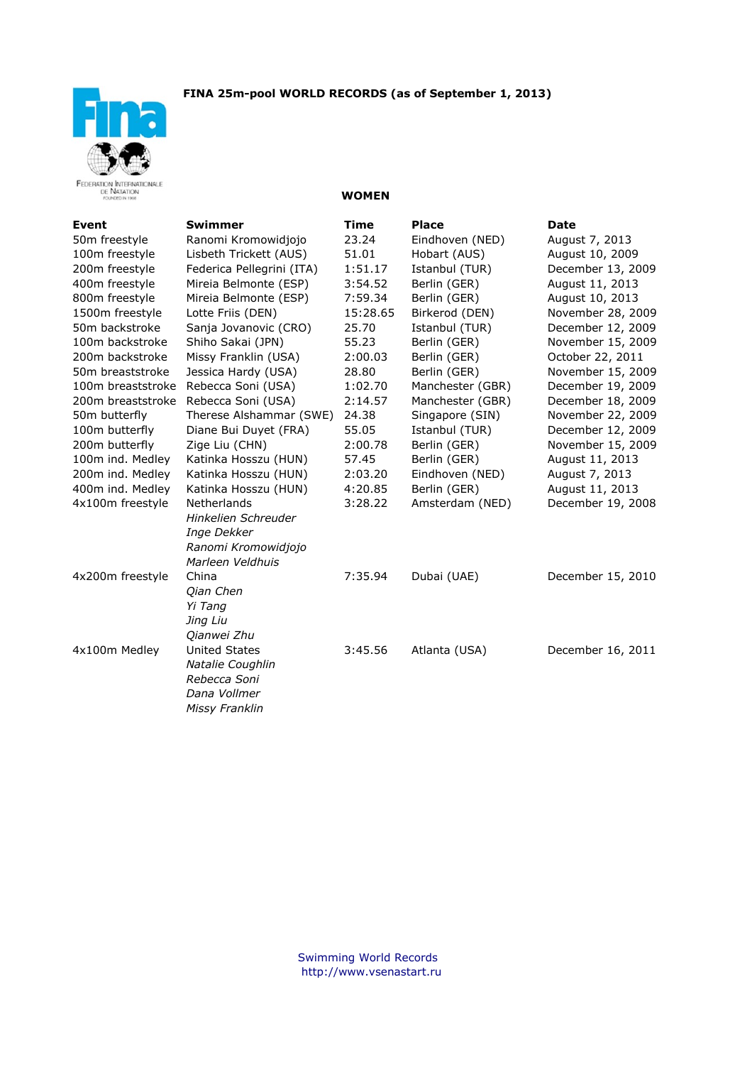**FINA 25m-pool WORLD RECORDS (as of September 1, 2013)**

**WOMEN**

| Event | Swimmer | Time | Place | Date |
| --- | --- | --- | --- | --- |
| 50m freestyle | Ranomi Kromowidjojo | 23.24 | Eindhoven (NED) | August 7, 2013 |
| 100m freestyle | Lisbeth Trickett (AUS) | 51.01 | Hobart (AUS) | August 10, 2009 |
| 200m freestyle | Federica Pellegrini (ITA) | 1:51.17 | Istanbul (TUR) | December 13, 2009 |
| 400m freestyle | Mireia Belmonte (ESP) | 3:54.52 | Berlin (GER) | August 11, 2013 |
| 800m freestyle | Mireia Belmonte (ESP) | 7:59.34 | Berlin (GER) | August 10, 2013 |
| 1500m freestyle | Lotte Friis (DEN) | 15:28.65 | Birkerod (DEN) | November 28, 2009 |
| 50m backstroke | Sanja Jovanovic (CRO) | 25.70 | Istanbul (TUR) | December 12, 2009 |
| 100m backstroke | Shiho Sakai (JPN) | 55.23 | Berlin (GER) | November 15, 2009 |
| 200m backstroke | Missy Franklin (USA) | 2:00.03 | Berlin (GER) | October 22, 2011 |
| 50m breaststroke | Jessica Hardy (USA) | 28.80 | Berlin (GER) | November 15, 2009 |
| 100m breaststroke | Rebecca Soni (USA) | 1:02.70 | Manchester (GBR) | December 19, 2009 |
| 200m breaststroke | Rebecca Soni (USA) | 2:14.57 | Manchester (GBR) | December 18, 2009 |
| 50m butterfly | Therese Alshammar (SWE) | 24.38 | Singapore (SIN) | November 22, 2009 |
| 100m butterfly | Diane Bui Duyet (FRA) | 55.05 | Istanbul (TUR) | December 12, 2009 |
| 200m butterfly | Zige Liu (CHN) | 2:00.78 | Berlin (GER) | November 15, 2009 |
| 100m ind. Medley | Katinka Hosszu (HUN) | 57.45 | Berlin (GER) | August 11, 2013 |
| 200m ind. Medley | Katinka Hosszu (HUN) | 2:03.20 | Eindhoven (NED) | August 7, 2013 |
| 400m ind. Medley | Katinka Hosszu (HUN) | 4:20.85 | Berlin (GER) | August 11, 2013 |
| 4x100m freestyle | Netherlands<br>*Hinkelien Schreuder*<br>*Inge Dekker*<br>*Ranomi Kromowidjojo*<br>*Marleen Veldhuis* | 3:28.22 | Amsterdam (NED) | December 19, 2008 |
| 4x200m freestyle | China<br>*Qian Chen*<br>*Yi Tang*<br>*Jing Liu*<br>*Qianwei Zhu* | 7:35.94 | Dubai (UAE) | December 15, 2010 |
| 4x100m Medley | United States<br>*Natalie Coughlin*<br>*Rebecca Soni*<br>*Dana Vollmer*<br>*Missy Franklin* | 3:45.56 | Atlanta (USA) | December 16, 2011 |

Swimming World Records
http://www.vsenastart.ru